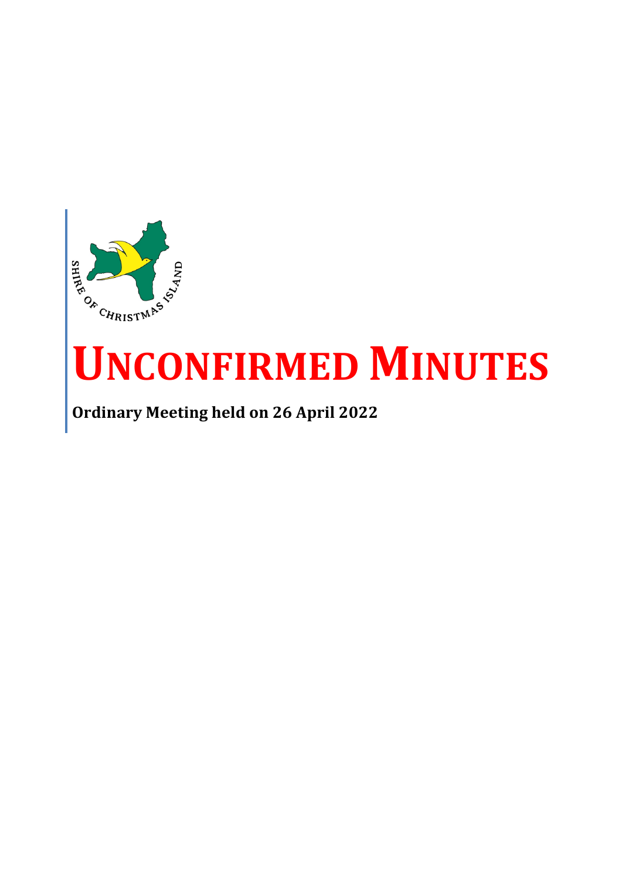SHIRE OF CHRISTMAS ISLAND

# UNCONFIRMED MINUTES

**Ordinary Meeting held on 26 April 2022**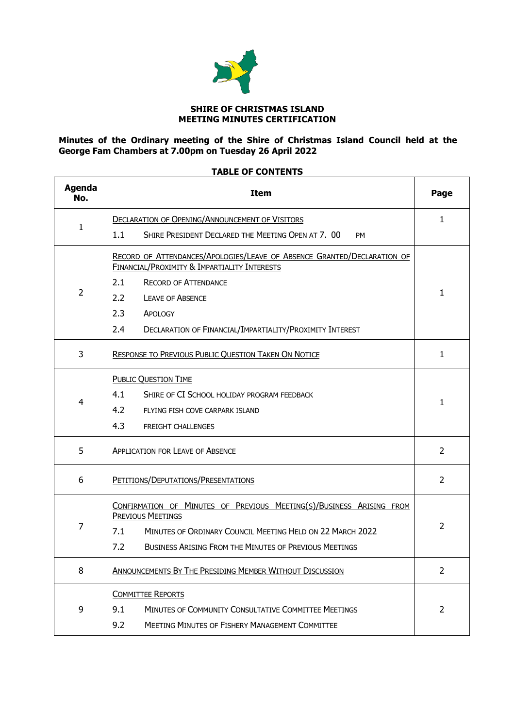**SHIRE OF CHRISTMAS ISLAND**
**MEETING MINUTES CERTIFICATION**

**Minutes of the Ordinary meeting of the Shire of Christmas Island Council held at the George Fam Chambers at 7.00pm on Tuesday 26 April 2022**

**TABLE OF CONTENTS**

| Agenda No. | Item | Page |
|---|---|---|
| 1 | DECLARATION OF OPENING/ANNOUNCEMENT OF VISITORS<br>1.1 SHIRE PRESIDENT DECLARED THE MEETING OPEN AT 7. 00 PM | 1 |
| 2 | RECORD OF ATTENDANCES/APOLOGIES/LEAVE OF ABSENCE GRANTED/DECLARATION OF FINANCIAL/PROXIMITY & IMPARTIALITY INTERESTS<br>2.1 RECORD OF ATTENDANCE<br>2.2 LEAVE OF ABSENCE<br>2.3 APOLOGY<br>2.4 DECLARATION OF FINANCIAL/IMPARTIALITY/PROXIMITY INTEREST | 1 |
| 3 | RESPONSE TO PREVIOUS PUBLIC QUESTION TAKEN ON NOTICE | 1 |
| 4 | PUBLIC QUESTION TIME<br>4.1 SHIRE OF CI SCHOOL HOLIDAY PROGRAM FEEDBACK<br>4.2 FLYING FISH COVE CARPARK ISLAND<br>4.3 FREIGHT CHALLENGES | 1 |
| 5 | APPLICATION FOR LEAVE OF ABSENCE | 2 |
| 6 | PETITIONS/DEPUTATIONS/PRESENTATIONS | 2 |
| 7 | CONFIRMATION OF MINUTES OF PREVIOUS MEETING(S)/BUSINESS ARISING FROM PREVIOUS MEETINGS<br>7.1 MINUTES OF ORDINARY COUNCIL MEETING HELD ON 22 MARCH 2022<br>7.2 BUSINESS ARISING FROM THE MINUTES OF PREVIOUS MEETINGS | 2 |
| 8 | ANNOUNCEMENTS BY THE PRESIDING MEMBER WITHOUT DISCUSSION | 2 |
| 9 | COMMITTEE REPORTS<br>9.1 MINUTES OF COMMUNITY CONSULTATIVE COMMITTEE MEETINGS<br>9.2 MEETING MINUTES OF FISHERY MANAGEMENT COMMITTEE | 2 |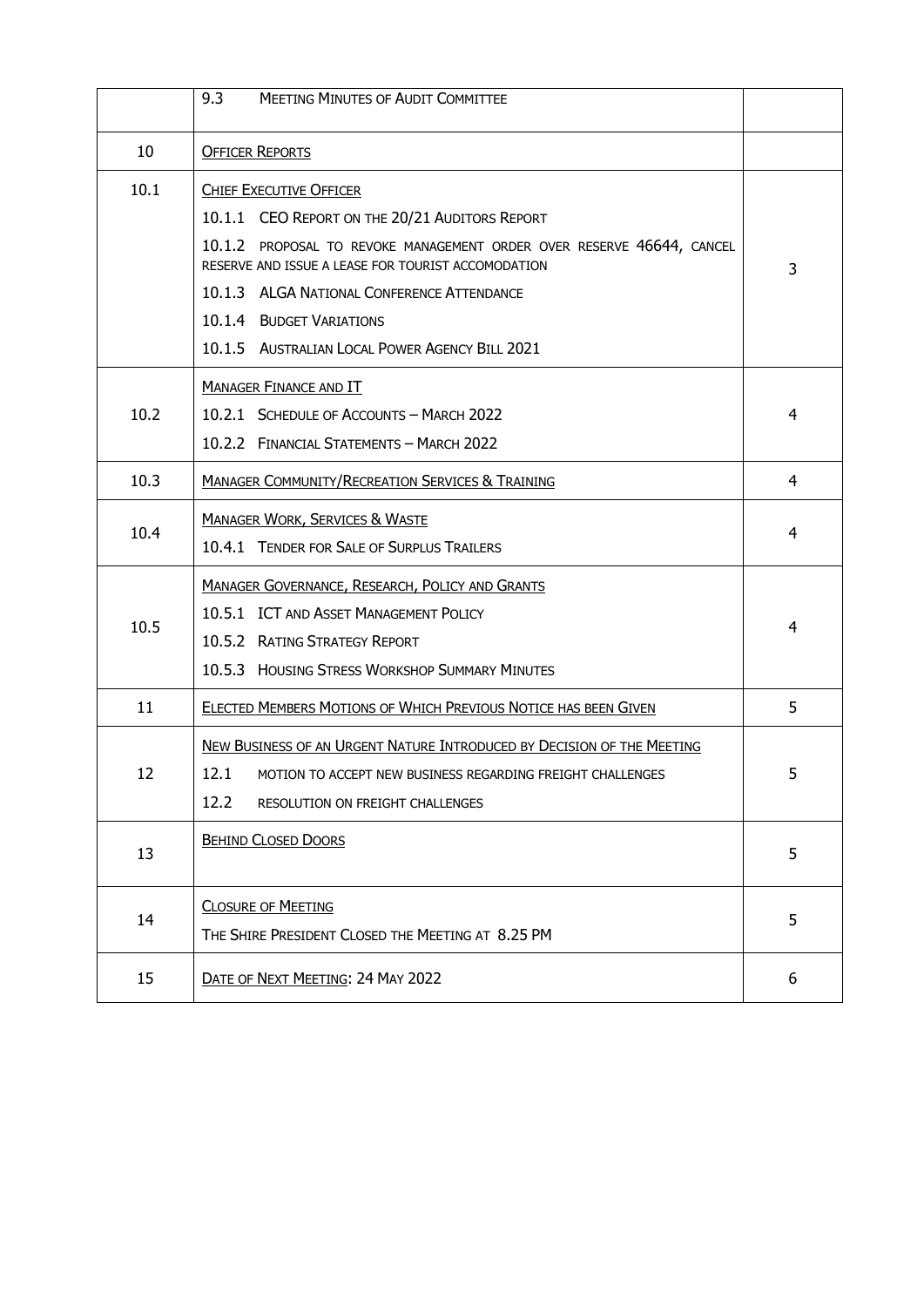| | | |
|---|---|---|
| | 9.3 MEETING MINUTES OF AUDIT COMMITTEE | |
| 10 | OFFICER REPORTS | |
| 10.1 | CHIEF EXECUTIVE OFFICER<br>10.1.1 CEO REPORT ON THE 20/21 AUDITORS REPORT<br>10.1.2 PROPOSAL TO REVOKE MANAGEMENT ORDER OVER RESERVE 46644, CANCEL RESERVE AND ISSUE A LEASE FOR TOURIST ACCOMODATION<br>10.1.3 ALGA NATIONAL CONFERENCE ATTENDANCE<br>10.1.4 BUDGET VARIATIONS<br>10.1.5 AUSTRALIAN LOCAL POWER AGENCY BILL 2021 | 3 |
| 10.2 | MANAGER FINANCE AND IT<br>10.2.1 SCHEDULE OF ACCOUNTS – MARCH 2022<br>10.2.2 FINANCIAL STATEMENTS – MARCH 2022 | 4 |
| 10.3 | MANAGER COMMUNITY/RECREATION SERVICES & TRAINING | 4 |
| 10.4 | MANAGER WORK, SERVICES & WASTE<br>10.4.1 TENDER FOR SALE OF SURPLUS TRAILERS | 4 |
| 10.5 | MANAGER GOVERNANCE, RESEARCH, POLICY AND GRANTS<br>10.5.1 ICT AND ASSET MANAGEMENT POLICY<br>10.5.2 RATING STRATEGY REPORT<br>10.5.3 HOUSING STRESS WORKSHOP SUMMARY MINUTES | 4 |
| 11 | ELECTED MEMBERS MOTIONS OF WHICH PREVIOUS NOTICE HAS BEEN GIVEN | 5 |
| 12 | NEW BUSINESS OF AN URGENT NATURE INTRODUCED BY DECISION OF THE MEETING<br>12.1 MOTION TO ACCEPT NEW BUSINESS REGARDING FREIGHT CHALLENGES<br>12.2 RESOLUTION ON FREIGHT CHALLENGES | 5 |
| 13 | BEHIND CLOSED DOORS | 5 |
| 14 | CLOSURE OF MEETING<br>THE SHIRE PRESIDENT CLOSED THE MEETING AT 8.25 PM | 5 |
| 15 | DATE OF NEXT MEETING: 24 MAY 2022 | 6 |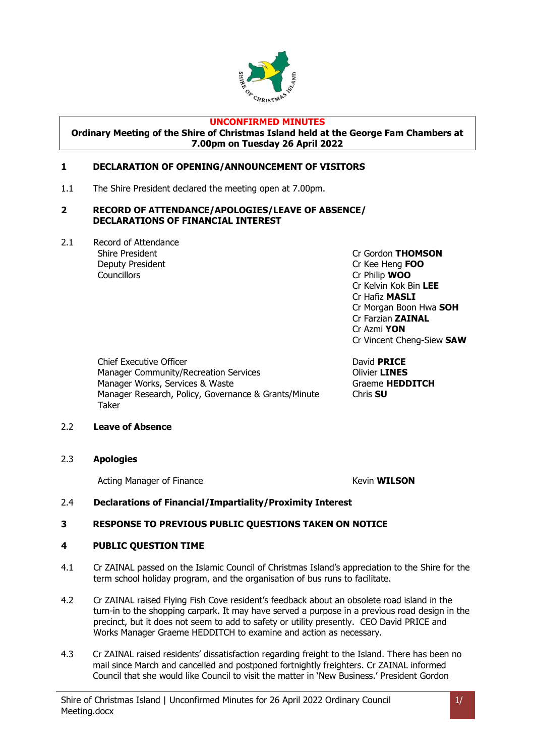**UNCONFIRMED MINUTES**

**Ordinary Meeting of the Shire of Christmas Island held at the George Fam Chambers at 7.00pm on Tuesday 26 April 2022**

## 1 DECLARATION OF OPENING/ANNOUNCEMENT OF VISITORS

1.1 The Shire President declared the meeting open at 7.00pm.

## 2 RECORD OF ATTENDANCE/APOLOGIES/LEAVE OF ABSENCE/ DECLARATIONS OF FINANCIAL INTEREST

2.1 Record of Attendance

| | |
|---|---|
| Shire President | Cr Gordon **THOMSON** |
| Deputy President | Cr Kee Heng **FOO** |
| Councillors | Cr Philip **WOO** |
| | Cr Kelvin Kok Bin **LEE** |
| | Cr Hafiz **MASLI** |
| | Cr Morgan Boon Hwa **SOH** |
| | Cr Farzian **ZAINAL** |
| | Cr Azmi **YON** |
| | Cr Vincent Cheng-Siew **SAW** |
| Chief Executive Officer | David **PRICE** |
| Manager Community/Recreation Services | Olivier **LINES** |
| Manager Works, Services & Waste | Graeme **HEDDITCH** |
| Manager Research, Policy, Governance & Grants/Minute Taker | Chris **SU** |

2.2 **Leave of Absence**

2.3 **Apologies**

| | |
|---|---|
| Acting Manager of Finance | Kevin **WILSON** |

2.4 **Declarations of Financial/Impartiality/Proximity Interest**

## 3 RESPONSE TO PREVIOUS PUBLIC QUESTIONS TAKEN ON NOTICE

## 4 PUBLIC QUESTION TIME

4.1 Cr ZAINAL passed on the Islamic Council of Christmas Island's appreciation to the Shire for the term school holiday program, and the organisation of bus runs to facilitate.

4.2 Cr ZAINAL raised Flying Fish Cove resident's feedback about an obsolete road island in the turn-in to the shopping carpark. It may have served a purpose in a previous road design in the precinct, but it does not seem to add to safety or utility presently. CEO David PRICE and Works Manager Graeme HEDDITCH to examine and action as necessary.

4.3 Cr ZAINAL raised residents' dissatisfaction regarding freight to the Island. There has been no mail since March and cancelled and postponed fortnightly freighters. Cr ZAINAL informed Council that she would like Council to visit the matter in 'New Business.' President Gordon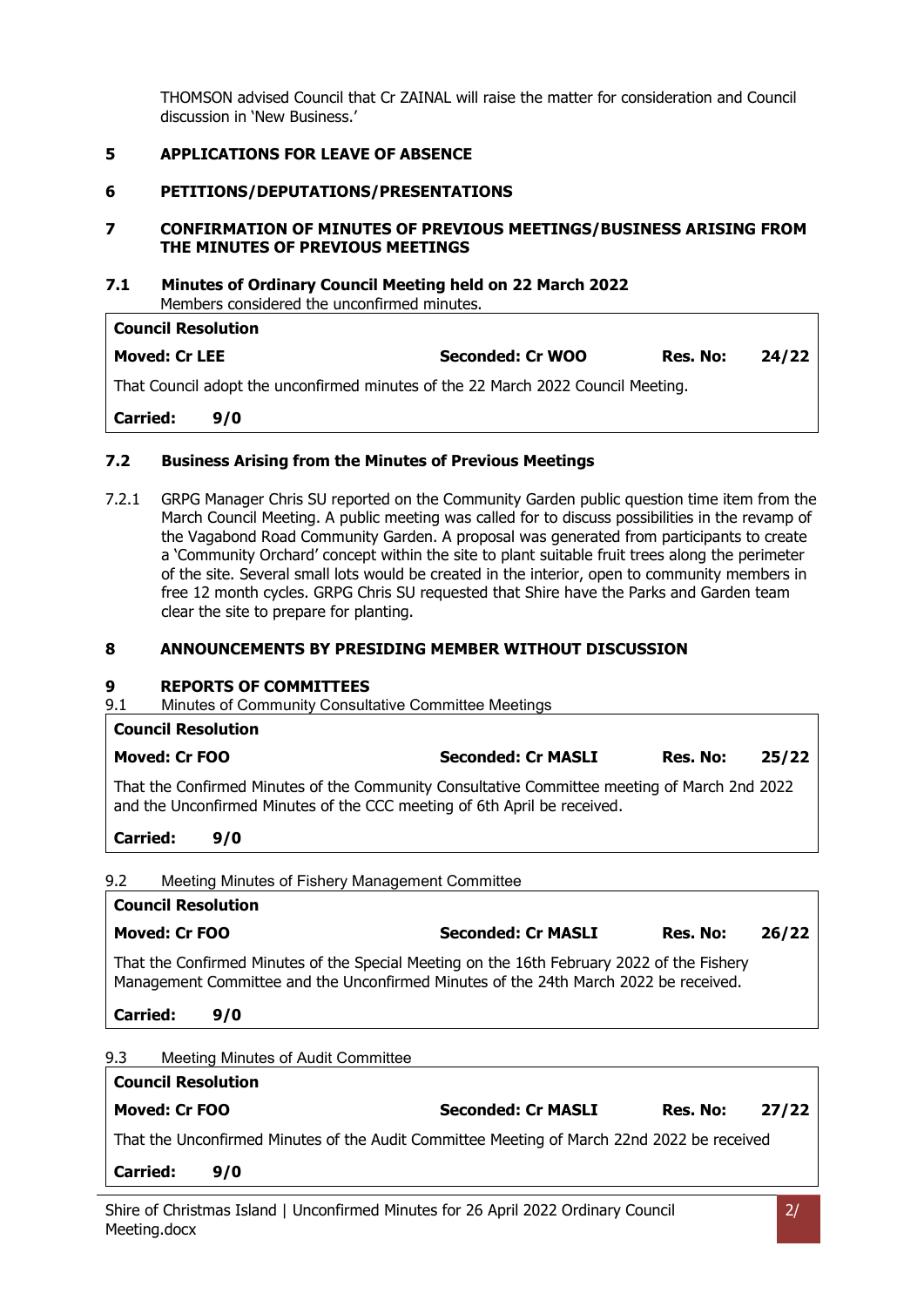THOMSON advised Council that Cr ZAINAL will raise the matter for consideration and Council discussion in 'New Business.'

## 5 APPLICATIONS FOR LEAVE OF ABSENCE

## 6 PETITIONS/DEPUTATIONS/PRESENTATIONS

## 7 CONFIRMATION OF MINUTES OF PREVIOUS MEETINGS/BUSINESS ARISING FROM THE MINUTES OF PREVIOUS MEETINGS

### 7.1 Minutes of Ordinary Council Meeting held on 22 March 2022

Members considered the unconfirmed minutes.

| **Council Resolution** | | | |
|---|---|---|---|
| **Moved: Cr LEE** | **Seconded: Cr WOO** | **Res. No:** | **24/22** |
| That Council adopt the unconfirmed minutes of the 22 March 2022 Council Meeting. | | | |
| **Carried: 9/0** | | | |

### 7.2 Business Arising from the Minutes of Previous Meetings

7.2.1 GRPG Manager Chris SU reported on the Community Garden public question time item from the March Council Meeting. A public meeting was called for to discuss possibilities in the revamp of the Vagabond Road Community Garden. A proposal was generated from participants to create a 'Community Orchard' concept within the site to plant suitable fruit trees along the perimeter of the site. Several small lots would be created in the interior, open to community members in free 12 month cycles. GRPG Chris SU requested that Shire have the Parks and Garden team clear the site to prepare for planting.

## 8 ANNOUNCEMENTS BY PRESIDING MEMBER WITHOUT DISCUSSION

## 9 REPORTS OF COMMITTEES

9.1 Minutes of Community Consultative Committee Meetings

| **Council Resolution** | | | |
|---|---|---|---|
| **Moved: Cr FOO** | **Seconded: Cr MASLI** | **Res. No:** | **25/22** |
| That the Confirmed Minutes of the Community Consultative Committee meeting of March 2nd 2022 and the Unconfirmed Minutes of the CCC meeting of 6th April be received. | | | |
| **Carried: 9/0** | | | |

9.2 Meeting Minutes of Fishery Management Committee

| **Council Resolution** | | | |
|---|---|---|---|
| **Moved: Cr FOO** | **Seconded: Cr MASLI** | **Res. No:** | **26/22** |
| That the Confirmed Minutes of the Special Meeting on the 16th February 2022 of the Fishery Management Committee and the Unconfirmed Minutes of the 24th March 2022 be received. | | | |
| **Carried: 9/0** | | | |

9.3 Meeting Minutes of Audit Committee

| **Council Resolution** | | | |
|---|---|---|---|
| **Moved: Cr FOO** | **Seconded: Cr MASLI** | **Res. No:** | **27/22** |
| That the Unconfirmed Minutes of the Audit Committee Meeting of March 22nd 2022 be received | | | |
| **Carried: 9/0** | | | |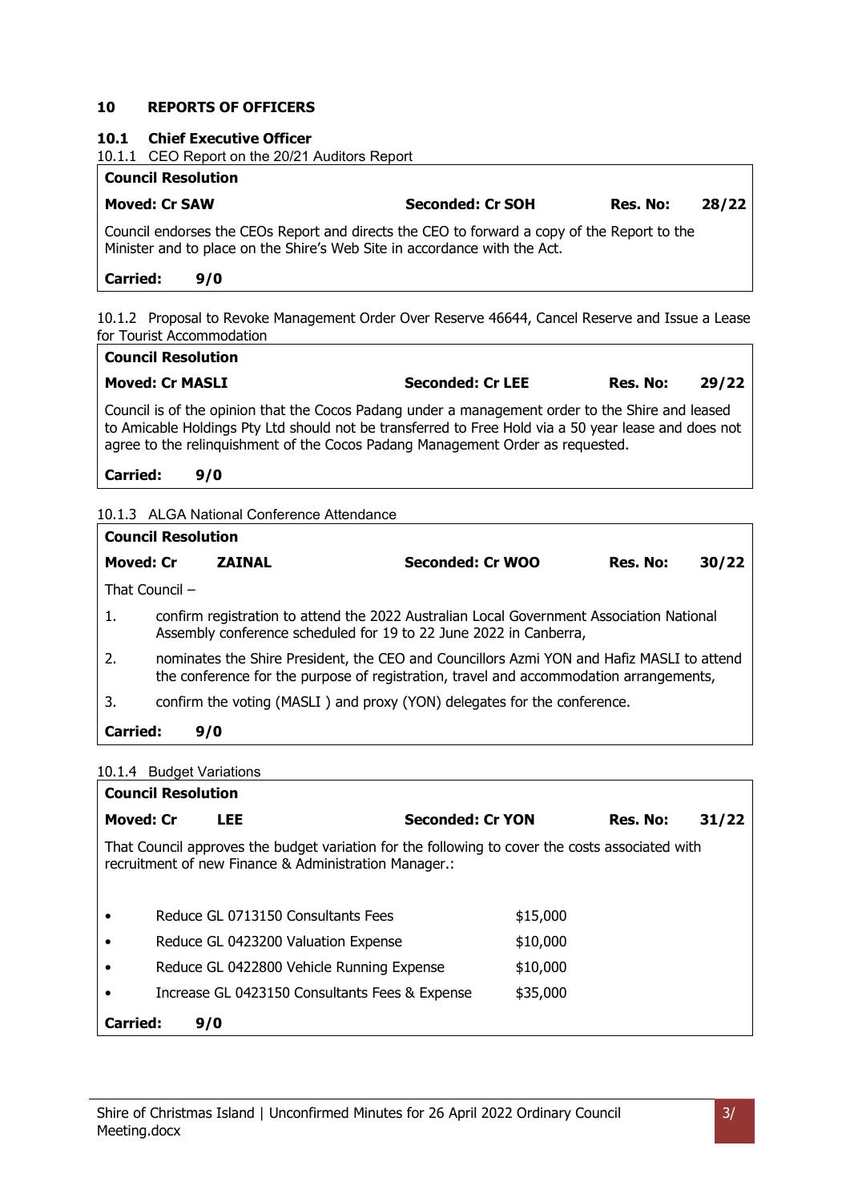## 10 REPORTS OF OFFICERS

### 10.1 Chief Executive Officer

10.1.1 CEO Report on the 20/21 Auditors Report

**Council Resolution**

**Moved: Cr SAW** | **Seconded: Cr SOH** | **Res. No: 28/22**

Council endorses the CEOs Report and directs the CEO to forward a copy of the Report to the Minister and to place on the Shire's Web Site in accordance with the Act.

**Carried: 9/0**

10.1.2 Proposal to Revoke Management Order Over Reserve 46644, Cancel Reserve and Issue a Lease for Tourist Accommodation

**Council Resolution**

**Moved: Cr MASLI** | **Seconded: Cr LEE** | **Res. No: 29/22**

Council is of the opinion that the Cocos Padang under a management order to the Shire and leased to Amicable Holdings Pty Ltd should not be transferred to Free Hold via a 50 year lease and does not agree to the relinquishment of the Cocos Padang Management Order as requested.

**Carried: 9/0**

10.1.3 ALGA National Conference Attendance

**Council Resolution**

**Moved: Cr ZAINAL** | **Seconded: Cr WOO** | **Res. No: 30/22**

That Council –

1. confirm registration to attend the 2022 Australian Local Government Association National Assembly conference scheduled for 19 to 22 June 2022 in Canberra,
2. nominates the Shire President, the CEO and Councillors Azmi YON and Hafiz MASLI to attend the conference for the purpose of registration, travel and accommodation arrangements,
3. confirm the voting (MASLI ) and proxy (YON) delegates for the conference.

**Carried: 9/0**

10.1.4 Budget Variations

**Council Resolution**

**Moved: Cr LEE** | **Seconded: Cr YON** | **Res. No: 31/22**

That Council approves the budget variation for the following to cover the costs associated with recruitment of new Finance & Administration Manager.:

- Reduce GL 0713150 Consultants Fees $15,000
- Reduce GL 0423200 Valuation Expense $10,000
- Reduce GL 0422800 Vehicle Running Expense $10,000
- Increase GL 0423150 Consultants Fees & Expense $35,000

**Carried: 9/0**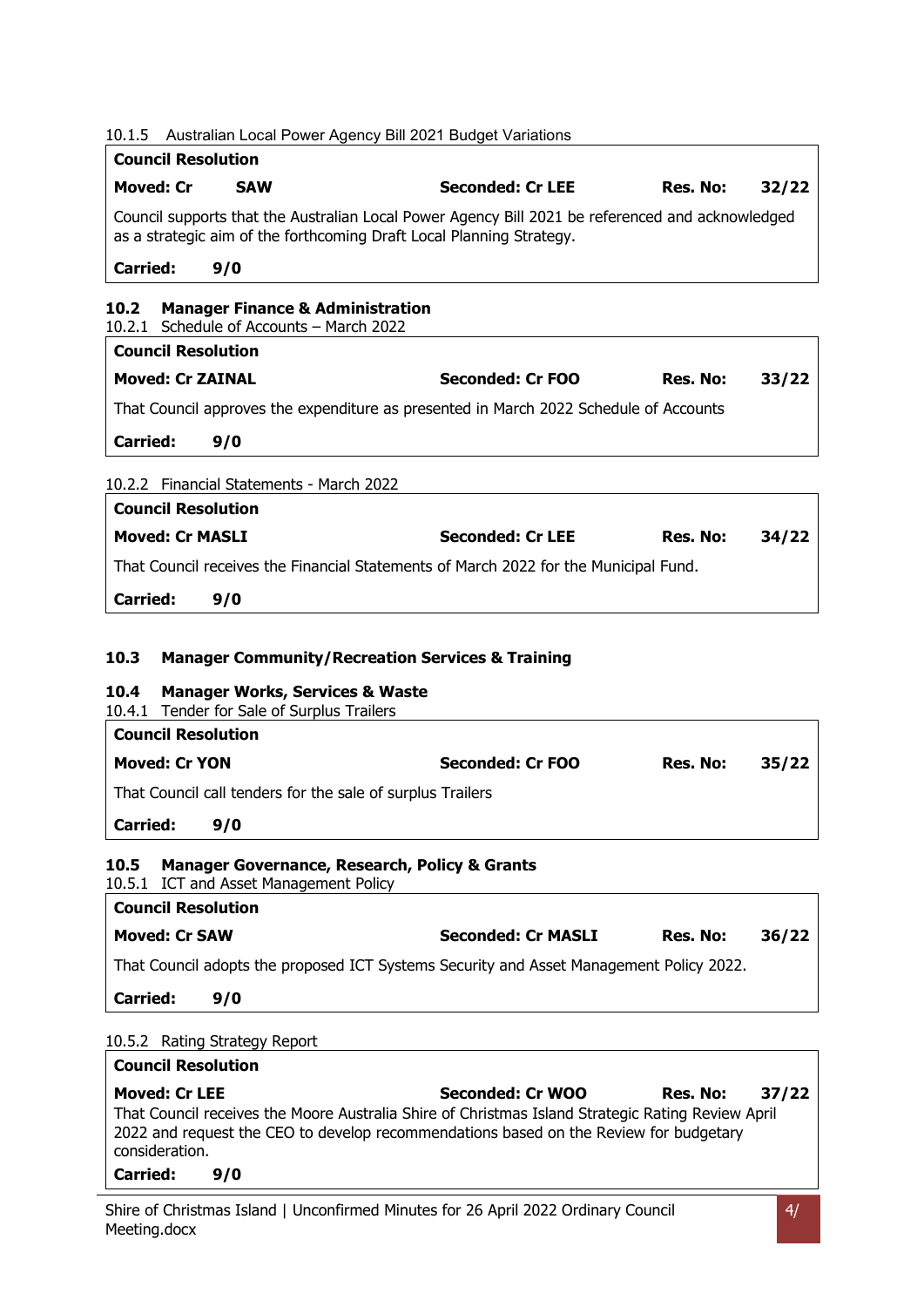10.1.5 Australian Local Power Agency Bill 2021 Budget Variations

| **Council Resolution** | | | |
|---|---|---|---|
| **Moved: Cr SAW** | **Seconded: Cr LEE** | **Res. No:** | **32/22** |
| Council supports that the Australian Local Power Agency Bill 2021 be referenced and acknowledged as a strategic aim of the forthcoming Draft Local Planning Strategy. | | | |
| **Carried: 9/0** | | | |

## 10.2 Manager Finance & Administration

10.2.1 Schedule of Accounts – March 2022

| **Council Resolution** | | | |
|---|---|---|---|
| **Moved: Cr ZAINAL** | **Seconded: Cr FOO** | **Res. No:** | **33/22** |
| That Council approves the expenditure as presented in March 2022 Schedule of Accounts | | | |
| **Carried: 9/0** | | | |

10.2.2 Financial Statements - March 2022

| **Council Resolution** | | | |
|---|---|---|---|
| **Moved: Cr MASLI** | **Seconded: Cr LEE** | **Res. No:** | **34/22** |
| That Council receives the Financial Statements of March 2022 for the Municipal Fund. | | | |
| **Carried: 9/0** | | | |

## 10.3 Manager Community/Recreation Services & Training

## 10.4 Manager Works, Services & Waste

10.4.1 Tender for Sale of Surplus Trailers

| **Council Resolution** | | | |
|---|---|---|---|
| **Moved: Cr YON** | **Seconded: Cr FOO** | **Res. No:** | **35/22** |
| That Council call tenders for the sale of surplus Trailers | | | |
| **Carried: 9/0** | | | |

## 10.5 Manager Governance, Research, Policy & Grants

10.5.1 ICT and Asset Management Policy

| **Council Resolution** | | | |
|---|---|---|---|
| **Moved: Cr SAW** | **Seconded: Cr MASLI** | **Res. No:** | **36/22** |
| That Council adopts the proposed ICT Systems Security and Asset Management Policy 2022. | | | |
| **Carried: 9/0** | | | |

10.5.2 Rating Strategy Report

| **Council Resolution** | | | |
|---|---|---|---|
| **Moved: Cr LEE** | **Seconded: Cr WOO** | **Res. No:** | **37/22** |
| That Council receives the Moore Australia Shire of Christmas Island Strategic Rating Review April 2022 and request the CEO to develop recommendations based on the Review for budgetary consideration. | | | |
| **Carried: 9/0** | | | |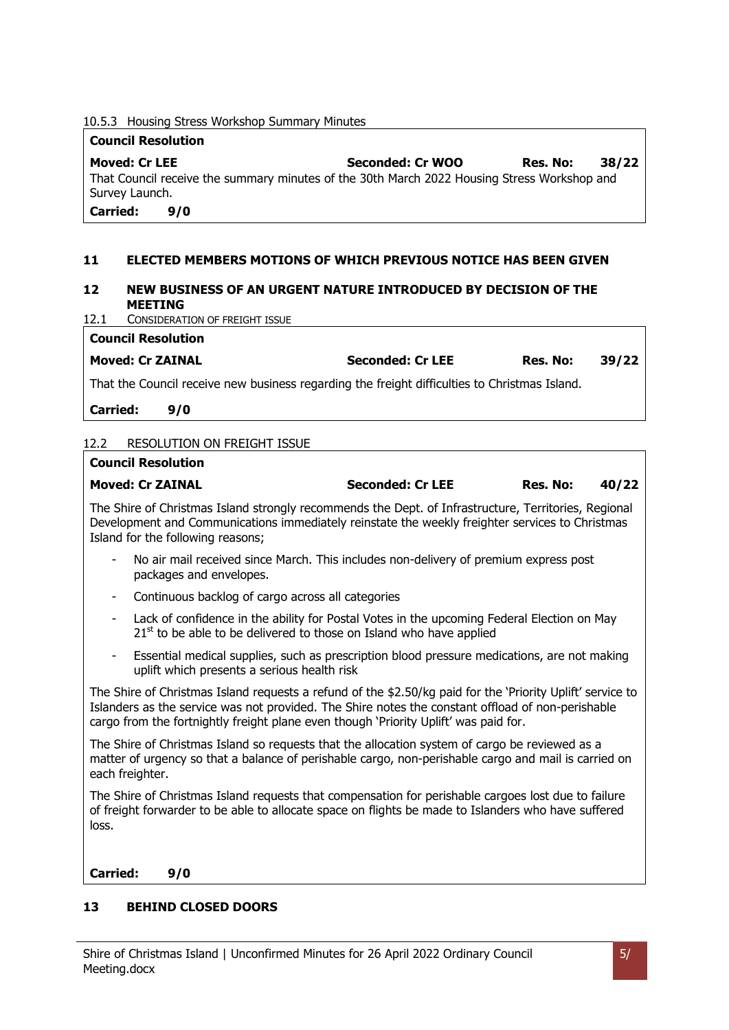10.5.3 Housing Stress Workshop Summary Minutes

| **Council Resolution** | | | |
|---|---|---|---|
| **Moved: Cr LEE** | **Seconded: Cr WOO** | **Res. No:** | **38/22** |

That Council receive the summary minutes of the 30th March 2022 Housing Stress Workshop and Survey Launch.

**Carried: 9/0**

## 11 ELECTED MEMBERS MOTIONS OF WHICH PREVIOUS NOTICE HAS BEEN GIVEN

## 12 NEW BUSINESS OF AN URGENT NATURE INTRODUCED BY DECISION OF THE MEETING

12.1 CONSIDERATION OF FREIGHT ISSUE

| **Council Resolution** | | | |
|---|---|---|---|
| **Moved: Cr ZAINAL** | **Seconded: Cr LEE** | **Res. No:** | **39/22** |

That the Council receive new business regarding the freight difficulties to Christmas Island.

**Carried: 9/0**

12.2 RESOLUTION ON FREIGHT ISSUE

| **Council Resolution** | | | |
|---|---|---|---|
| **Moved: Cr ZAINAL** | **Seconded: Cr LEE** | **Res. No:** | **40/22** |

The Shire of Christmas Island strongly recommends the Dept. of Infrastructure, Territories, Regional Development and Communications immediately reinstate the weekly freighter services to Christmas Island for the following reasons;

- No air mail received since March. This includes non-delivery of premium express post packages and envelopes.
- Continuous backlog of cargo across all categories
- Lack of confidence in the ability for Postal Votes in the upcoming Federal Election on May 21st to be able to be delivered to those on Island who have applied
- Essential medical supplies, such as prescription blood pressure medications, are not making uplift which presents a serious health risk

The Shire of Christmas Island requests a refund of the $2.50/kg paid for the 'Priority Uplift' service to Islanders as the service was not provided. The Shire notes the constant offload of non-perishable cargo from the fortnightly freight plane even though 'Priority Uplift' was paid for.

The Shire of Christmas Island so requests that the allocation system of cargo be reviewed as a matter of urgency so that a balance of perishable cargo, non-perishable cargo and mail is carried on each freighter.

The Shire of Christmas Island requests that compensation for perishable cargoes lost due to failure of freight forwarder to be able to allocate space on flights be made to Islanders who have suffered loss.

**Carried: 9/0**

## 13 BEHIND CLOSED DOORS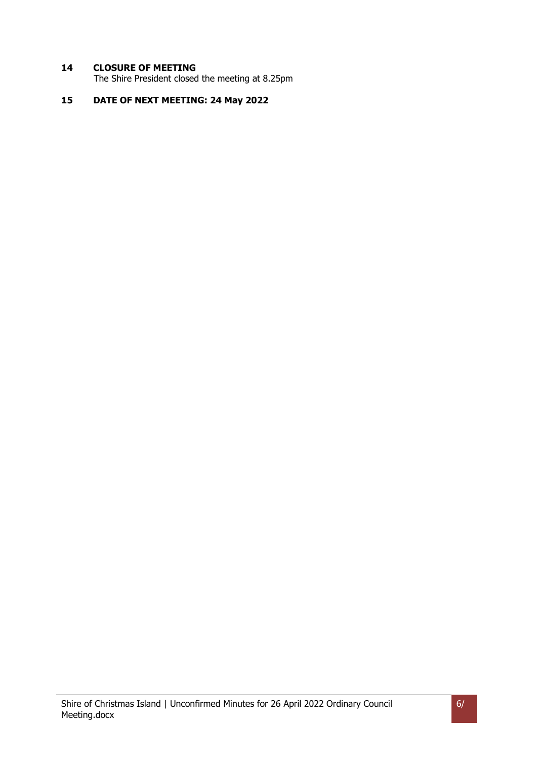## 14 CLOSURE OF MEETING

The Shire President closed the meeting at 8.25pm

## 15 DATE OF NEXT MEETING: 24 May 2022